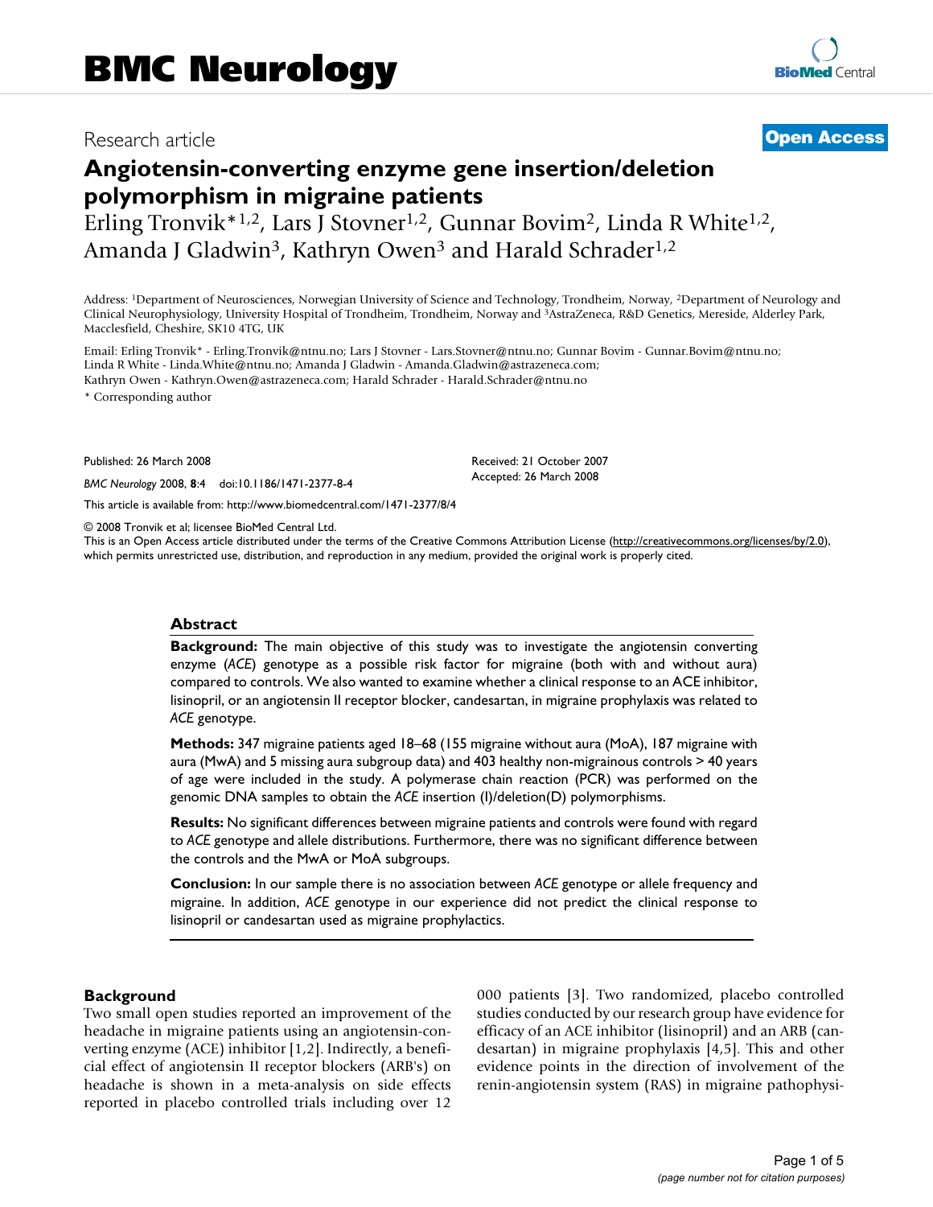BMC Neurology

Research article

**Open Access**

# Angiotensin-converting enzyme gene insertion/deletion polymorphism in migraine patients

Erling Tronvik*[1,2], Lars J Stovner[1,2], Gunnar Bovim[2], Linda R White[1,2], Amanda J Gladwin[3], Kathryn Owen[3] and Harald Schrader[1,2]

Address: [1]Department of Neurosciences, Norwegian University of Science and Technology, Trondheim, Norway, [2]Department of Neurology and Clinical Neurophysiology, University Hospital of Trondheim, Trondheim, Norway and [3]AstraZeneca, R&D Genetics, Mereside, Alderley Park, Macclesfield, Cheshire, SK10 4TG, UK

Email: Erling Tronvik* - Erling.Tronvik@ntnu.no; Lars J Stovner - Lars.Stovner@ntnu.no; Gunnar Bovim - Gunnar.Bovim@ntnu.no; Linda R White - Linda.White@ntnu.no; Amanda J Gladwin - Amanda.Gladwin@astrazeneca.com; Kathryn Owen - Kathryn.Owen@astrazeneca.com; Harald Schrader - Harald.Schrader@ntnu.no

* Corresponding author

Published: 26 March 2008

*BMC Neurology* 2008, **8**:4 doi:10.1186/1471-2377-8-4

Received: 21 October 2007

Accepted: 26 March 2008

This article is available from: http://www.biomedcentral.com/1471-2377/8/4

© 2008 Tronvik et al; licensee BioMed Central Ltd.

This is an Open Access article distributed under the terms of the Creative Commons Attribution License (http://creativecommons.org/licenses/by/2.0), which permits unrestricted use, distribution, and reproduction in any medium, provided the original work is properly cited.

## Abstract

**Background:** The main objective of this study was to investigate the angiotensin converting enzyme (*ACE*) genotype as a possible risk factor for migraine (both with and without aura) compared to controls. We also wanted to examine whether a clinical response to an ACE inhibitor, lisinopril, or an angiotensin II receptor blocker, candesartan, in migraine prophylaxis was related to *ACE* genotype.

**Methods:** 347 migraine patients aged 18–68 (155 migraine without aura (MoA), 187 migraine with aura (MwA) and 5 missing aura subgroup data) and 403 healthy non-migrainous controls > 40 years of age were included in the study. A polymerase chain reaction (PCR) was performed on the genomic DNA samples to obtain the *ACE* insertion (I)/deletion(D) polymorphisms.

**Results:** No significant differences between migraine patients and controls were found with regard to *ACE* genotype and allele distributions. Furthermore, there was no significant difference between the controls and the MwA or MoA subgroups.

**Conclusion:** In our sample there is no association between *ACE* genotype or allele frequency and migraine. In addition, *ACE* genotype in our experience did not predict the clinical response to lisinopril or candesartan used as migraine prophylactics.

## Background

Two small open studies reported an improvement of the headache in migraine patients using an angiotensin-converting enzyme (ACE) inhibitor [1,2]. Indirectly, a beneficial effect of angiotensin II receptor blockers (ARB's) on headache is shown in a meta-analysis on side effects reported in placebo controlled trials including over 12 000 patients [3]. Two randomized, placebo controlled studies conducted by our research group have evidence for efficacy of an ACE inhibitor (lisinopril) and an ARB (candesartan) in migraine prophylaxis [4,5]. This and other evidence points in the direction of involvement of the renin-angiotensin system (RAS) in migraine pathophysi-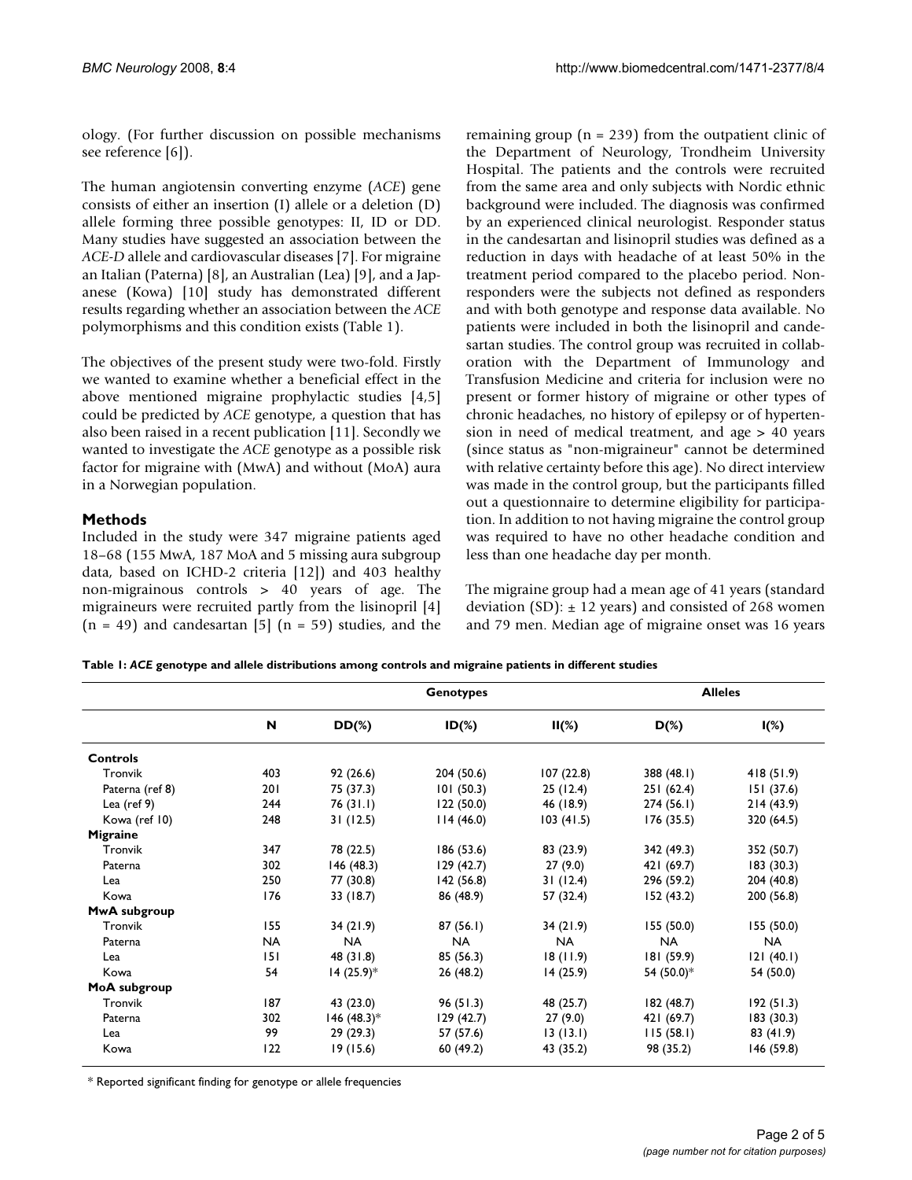ology. (For further discussion on possible mechanisms see reference [6]).

The human angiotensin converting enzyme (*ACE*) gene consists of either an insertion (I) allele or a deletion (D) allele forming three possible genotypes: II, ID or DD. Many studies have suggested an association between the *ACE-D* allele and cardiovascular diseases [7]. For migraine an Italian (Paterna) [8], an Australian (Lea) [9], and a Japanese (Kowa) [10] study has demonstrated different results regarding whether an association between the *ACE* polymorphisms and this condition exists (Table 1).

The objectives of the present study were two-fold. Firstly we wanted to examine whether a beneficial effect in the above mentioned migraine prophylactic studies [4,5] could be predicted by *ACE* genotype, a question that has also been raised in a recent publication [11]. Secondly we wanted to investigate the *ACE* genotype as a possible risk factor for migraine with (MwA) and without (MoA) aura in a Norwegian population.

## Methods

Included in the study were 347 migraine patients aged 18–68 (155 MwA, 187 MoA and 5 missing aura subgroup data, based on ICHD-2 criteria [12]) and 403 healthy non-migrainous controls > 40 years of age. The migraineurs were recruited partly from the lisinopril [4] (n = 49) and candesartan [5] (n = 59) studies, and the remaining group (n = 239) from the outpatient clinic of the Department of Neurology, Trondheim University Hospital. The patients and the controls were recruited from the same area and only subjects with Nordic ethnic background were included. The diagnosis was confirmed by an experienced clinical neurologist. Responder status in the candesartan and lisinopril studies was defined as a reduction in days with headache of at least 50% in the treatment period compared to the placebo period. Non-responders were the subjects not defined as responders and with both genotype and response data available. No patients were included in both the lisinopril and candesartan studies. The control group was recruited in collaboration with the Department of Immunology and Transfusion Medicine and criteria for inclusion were no present or former history of migraine or other types of chronic headaches, no history of epilepsy or of hypertension in need of medical treatment, and age > 40 years (since status as "non-migraineur" cannot be determined with relative certainty before this age). No direct interview was made in the control group, but the participants filled out a questionnaire to determine eligibility for participation. In addition to not having migraine the control group was required to have no other headache condition and less than one headache day per month.

The migraine group had a mean age of 41 years (standard deviation (SD): ± 12 years) and consisted of 268 women and 79 men. Median age of migraine onset was 16 years

**Table 1: *ACE* genotype and allele distributions among controls and migraine patients in different studies**

| | | Genotypes | | | Alleles | |
|---|---|---|---|---|---|---|
| | N | DD(%) | ID(%) | II(%) | D(%) | I(%) |
| **Controls** | | | | | | |
| Tronvik | 403 | 92 (26.6) | 204 (50.6) | 107 (22.8) | 388 (48.1) | 418 (51.9) |
| Paterna (ref 8) | 201 | 75 (37.3) | 101 (50.3) | 25 (12.4) | 251 (62.4) | 151 (37.6) |
| Lea (ref 9) | 244 | 76 (31.1) | 122 (50.0) | 46 (18.9) | 274 (56.1) | 214 (43.9) |
| Kowa (ref 10) | 248 | 31 (12.5) | 114 (46.0) | 103 (41.5) | 176 (35.5) | 320 (64.5) |
| **Migraine** | | | | | | |
| Tronvik | 347 | 78 (22.5) | 186 (53.6) | 83 (23.9) | 342 (49.3) | 352 (50.7) |
| Paterna | 302 | 146 (48.3) | 129 (42.7) | 27 (9.0) | 421 (69.7) | 183 (30.3) |
| Lea | 250 | 77 (30.8) | 142 (56.8) | 31 (12.4) | 296 (59.2) | 204 (40.8) |
| Kowa | 176 | 33 (18.7) | 86 (48.9) | 57 (32.4) | 152 (43.2) | 200 (56.8) |
| **MwA subgroup** | | | | | | |
| Tronvik | 155 | 34 (21.9) | 87 (56.1) | 34 (21.9) | 155 (50.0) | 155 (50.0) |
| Paterna | NA | NA | NA | NA | NA | NA |
| Lea | 151 | 48 (31.8) | 85 (56.3) | 18 (11.9) | 181 (59.9) | 121 (40.1) |
| Kowa | 54 | 14 (25.9)* | 26 (48.2) | 14 (25.9) | 54 (50.0)* | 54 (50.0) |
| **MoA subgroup** | | | | | | |
| Tronvik | 187 | 43 (23.0) | 96 (51.3) | 48 (25.7) | 182 (48.7) | 192 (51.3) |
| Paterna | 302 | 146 (48.3)* | 129 (42.7) | 27 (9.0) | 421 (69.7) | 183 (30.3) |
| Lea | 99 | 29 (29.3) | 57 (57.6) | 13 (13.1) | 115 (58.1) | 83 (41.9) |
| Kowa | 122 | 19 (15.6) | 60 (49.2) | 43 (35.2) | 98 (35.2) | 146 (59.8) |

* Reported significant finding for genotype or allele frequencies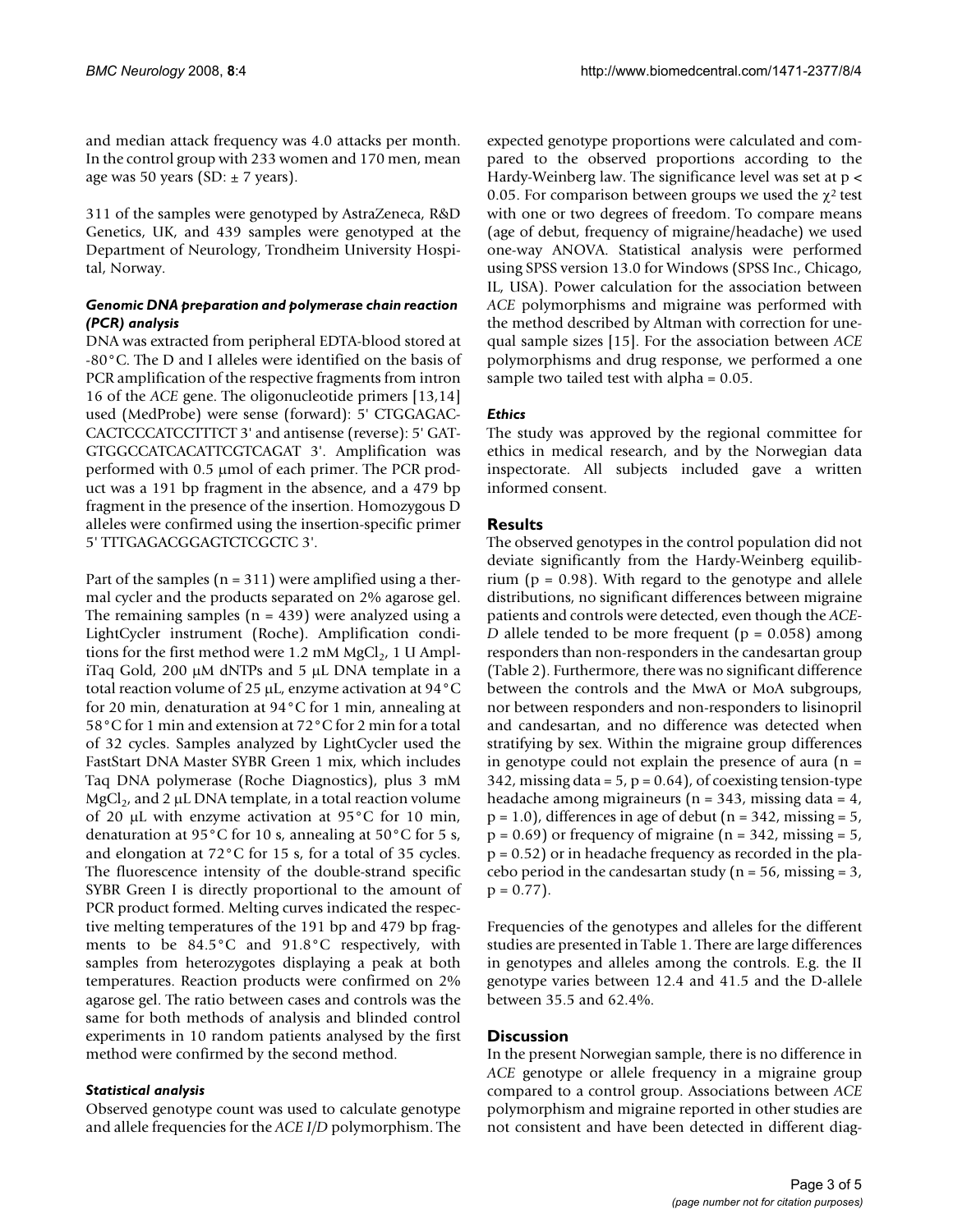and median attack frequency was 4.0 attacks per month. In the control group with 233 women and 170 men, mean age was 50 years (SD: ± 7 years).

311 of the samples were genotyped by AstraZeneca, R&D Genetics, UK, and 439 samples were genotyped at the Department of Neurology, Trondheim University Hospital, Norway.

### *Genomic DNA preparation and polymerase chain reaction (PCR) analysis*

DNA was extracted from peripheral EDTA-blood stored at -80°C. The D and I alleles were identified on the basis of PCR amplification of the respective fragments from intron 16 of the *ACE* gene. The oligonucleotide primers [13,14] used (MedProbe) were sense (forward): 5' CTGGAGACCACTCCCATCCTTTCT 3' and antisense (reverse): 5' GATGTGGCCATCACATTCGTCAGAT 3'. Amplification was performed with 0.5 μmol of each primer. The PCR product was a 191 bp fragment in the absence, and a 479 bp fragment in the presence of the insertion. Homozygous D alleles were confirmed using the insertion-specific primer 5' TTTGAGACGGAGTCTCGCTC 3'.

Part of the samples (n = 311) were amplified using a thermal cycler and the products separated on 2% agarose gel. The remaining samples (n = 439) were analyzed using a LightCycler instrument (Roche). Amplification conditions for the first method were 1.2 mM $MgCl_2$, 1 U AmpliTaq Gold, 200 μM dNTPs and 5 μL DNA template in a total reaction volume of 25 μL, enzyme activation at 94°C for 20 min, denaturation at 94°C for 1 min, annealing at 58°C for 1 min and extension at 72°C for 2 min for a total of 32 cycles. Samples analyzed by LightCycler used the FastStart DNA Master SYBR Green 1 mix, which includes Taq DNA polymerase (Roche Diagnostics), plus 3 mM $MgCl_2$, and 2 μL DNA template, in a total reaction volume of 20 μL with enzyme activation at 95°C for 10 min, denaturation at 95°C for 10 s, annealing at 50°C for 5 s, and elongation at 72°C for 15 s, for a total of 35 cycles. The fluorescence intensity of the double-strand specific SYBR Green I is directly proportional to the amount of PCR product formed. Melting curves indicated the respective melting temperatures of the 191 bp and 479 bp fragments to be 84.5°C and 91.8°C respectively, with samples from heterozygotes displaying a peak at both temperatures. Reaction products were confirmed on 2% agarose gel. The ratio between cases and controls was the same for both methods of analysis and blinded control experiments in 10 random patients analysed by the first method were confirmed by the second method.

### *Statistical analysis*

Observed genotype count was used to calculate genotype and allele frequencies for the *ACE I/D* polymorphism. The expected genotype proportions were calculated and compared to the observed proportions according to the Hardy-Weinberg law. The significance level was set at $p < 0.05$. For comparison between groups we used the $\chi^2$ test with one or two degrees of freedom. To compare means (age of debut, frequency of migraine/headache) we used one-way ANOVA. Statistical analysis were performed using SPSS version 13.0 for Windows (SPSS Inc., Chicago, IL, USA). Power calculation for the association between *ACE* polymorphisms and migraine was performed with the method described by Altman with correction for unequal sample sizes [15]. For the association between *ACE* polymorphisms and drug response, we performed a one sample two tailed test with alpha = 0.05.

### *Ethics*

The study was approved by the regional committee for ethics in medical research, and by the Norwegian data inspectorate. All subjects included gave a written informed consent.

## Results

The observed genotypes in the control population did not deviate significantly from the Hardy-Weinberg equilibrium ($p = 0.98$). With regard to the genotype and allele distributions, no significant differences between migraine patients and controls were detected, even though the *ACE-D* allele tended to be more frequent ($p = 0.058$) among responders than non-responders in the candesartan group (Table 2). Furthermore, there was no significant difference between the controls and the MwA or MoA subgroups, nor between responders and non-responders to lisinopril and candesartan, and no difference was detected when stratifying by sex. Within the migraine group differences in genotype could not explain the presence of aura (n = 342, missing data = 5, $p = 0.64$), of coexisting tension-type headache among migraineurs (n = 343, missing data = 4, $p = 1.0$), differences in age of debut (n = 342, missing = 5, $p = 0.69$) or frequency of migraine (n = 342, missing = 5, $p = 0.52$) or in headache frequency as recorded in the placebo period in the candesartan study (n = 56, missing = 3, $p = 0.77$).

Frequencies of the genotypes and alleles for the different studies are presented in Table 1. There are large differences in genotypes and alleles among the controls. E.g. the II genotype varies between 12.4 and 41.5 and the D-allele between 35.5 and 62.4%.

## Discussion

In the present Norwegian sample, there is no difference in *ACE* genotype or allele frequency in a migraine group compared to a control group. Associations between *ACE* polymorphism and migraine reported in other studies are not consistent and have been detected in different diag-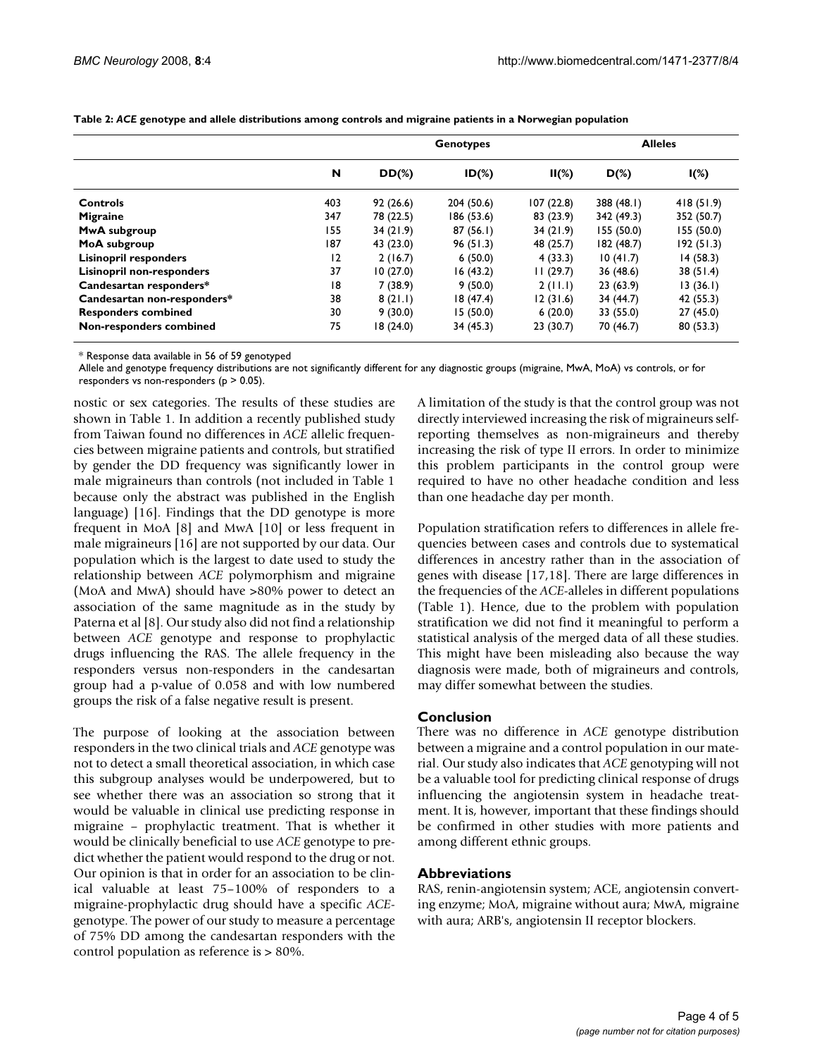**Table 2: *ACE* genotype and allele distributions among controls and migraine patients in a Norwegian population**

| | | Genotypes | | | Alleles | |
|---|---|---|---|---|---|---|
| | N | DD(%) | ID(%) | II(%) | D(%) | I(%) |
| **Controls** | 403 | 92 (26.6) | 204 (50.6) | 107 (22.8) | 388 (48.1) | 418 (51.9) |
| **Migraine** | 347 | 78 (22.5) | 186 (53.6) | 83 (23.9) | 342 (49.3) | 352 (50.7) |
| **MwA subgroup** | 155 | 34 (21.9) | 87 (56.1) | 34 (21.9) | 155 (50.0) | 155 (50.0) |
| **MoA subgroup** | 187 | 43 (23.0) | 96 (51.3) | 48 (25.7) | 182 (48.7) | 192 (51.3) |
| **Lisinopril responders** | 12 | 2 (16.7) | 6 (50.0) | 4 (33.3) | 10 (41.7) | 14 (58.3) |
| **Lisinopril non-responders** | 37 | 10 (27.0) | 16 (43.2) | 11 (29.7) | 36 (48.6) | 38 (51.4) |
| **Candesartan responders*** | 18 | 7 (38.9) | 9 (50.0) | 2 (11.1) | 23 (63.9) | 13 (36.1) |
| **Candesartan non-responders*** | 38 | 8 (21.1) | 18 (47.4) | 12 (31.6) | 34 (44.7) | 42 (55.3) |
| **Responders combined** | 30 | 9 (30.0) | 15 (50.0) | 6 (20.0) | 33 (55.0) | 27 (45.0) |
| **Non-responders combined** | 75 | 18 (24.0) | 34 (45.3) | 23 (30.7) | 70 (46.7) | 80 (53.3) |

* Response data available in 56 of 59 genotyped

Allele and genotype frequency distributions are not significantly different for any diagnostic groups (migraine, MwA, MoA) vs controls, or for responders vs non-responders ($p > 0.05$).

nostic or sex categories. The results of these studies are shown in Table 1. In addition a recently published study from Taiwan found no differences in *ACE* allelic frequencies between migraine patients and controls, but stratified by gender the DD frequency was significantly lower in male migraineurs than controls (not included in Table 1 because only the abstract was published in the English language) [16]. Findings that the DD genotype is more frequent in MoA [8] and MwA [10] or less frequent in male migraineurs [16] are not supported by our data. Our population which is the largest to date used to study the relationship between *ACE* polymorphism and migraine (MoA and MwA) should have >80% power to detect an association of the same magnitude as in the study by Paterna et al [8]. Our study also did not find a relationship between *ACE* genotype and response to prophylactic drugs influencing the RAS. The allele frequency in the responders versus non-responders in the candesartan group had a p-value of 0.058 and with low numbered groups the risk of a false negative result is present.

The purpose of looking at the association between responders in the two clinical trials and *ACE* genotype was not to detect a small theoretical association, in which case this subgroup analyses would be underpowered, but to see whether there was an association so strong that it would be valuable in clinical use predicting response in migraine – prophylactic treatment. That is whether it would be clinically beneficial to use *ACE* genotype to predict whether the patient would respond to the drug or not. Our opinion is that in order for an association to be clinical valuable at least 75–100% of responders to a migraine-prophylactic drug should have a specific *ACE*-genotype. The power of our study to measure a percentage of 75% DD among the candesartan responders with the control population as reference is > 80%.

A limitation of the study is that the control group was not directly interviewed increasing the risk of migraineurs self-reporting themselves as non-migraineurs and thereby increasing the risk of type II errors. In order to minimize this problem participants in the control group were required to have no other headache condition and less than one headache day per month.

Population stratification refers to differences in allele frequencies between cases and controls due to systematical differences in ancestry rather than in the association of genes with disease [17,18]. There are large differences in the frequencies of the *ACE*-alleles in different populations (Table 1). Hence, due to the problem with population stratification we did not find it meaningful to perform a statistical analysis of the merged data of all these studies. This might have been misleading also because the way diagnosis were made, both of migraineurs and controls, may differ somewhat between the studies.

## Conclusion

There was no difference in *ACE* genotype distribution between a migraine and a control population in our material. Our study also indicates that *ACE* genotyping will not be a valuable tool for predicting clinical response of drugs influencing the angiotensin system in headache treatment. It is, however, important that these findings should be confirmed in other studies with more patients and among different ethnic groups.

## Abbreviations

RAS, renin-angiotensin system; ACE, angiotensin converting enzyme; MoA, migraine without aura; MwA, migraine with aura; ARB's, angiotensin II receptor blockers.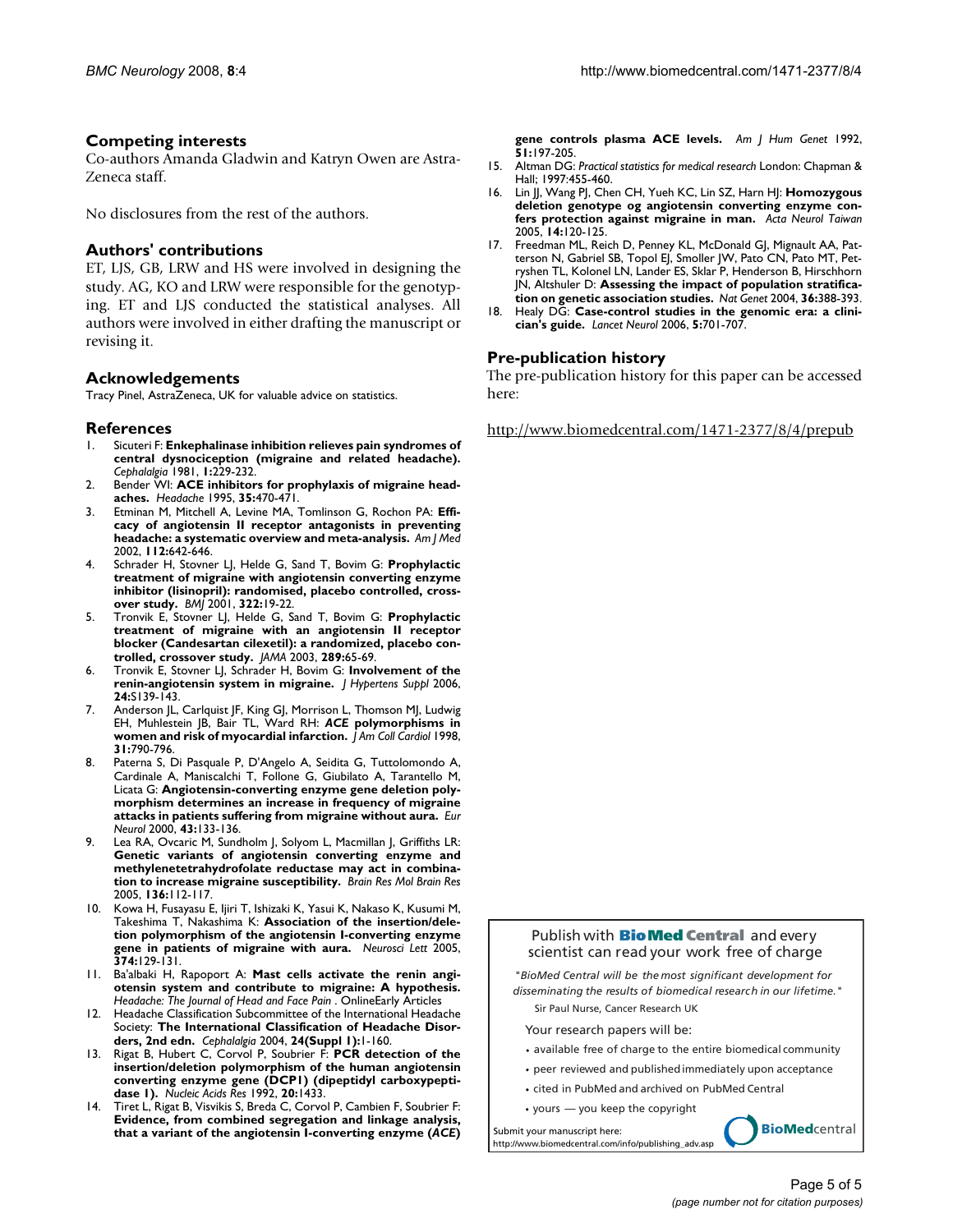## Competing interests

Co-authors Amanda Gladwin and Katryn Owen are AstraZeneca staff.

No disclosures from the rest of the authors.

## Authors' contributions

ET, LJS, GB, LRW and HS were involved in designing the study. AG, KO and LRW were responsible for the genotyping. ET and LJS conducted the statistical analyses. All authors were involved in either drafting the manuscript or revising it.

## Acknowledgements

Tracy Pinel, AstraZeneca, UK for valuable advice on statistics.

## References

1. Sicuteri F: **Enkephalinase inhibition relieves pain syndromes of central dysnociception (migraine and related headache).** *Cephalalgia* 1981, **1:**229-232.
2. Bender WI: **ACE inhibitors for prophylaxis of migraine headaches.** *Headache* 1995, **35:**470-471.
3. Etminan M, Mitchell A, Levine MA, Tomlinson G, Rochon PA: **Efficacy of angiotensin II receptor antagonists in preventing headache: a systematic overview and meta-analysis.** *Am J Med* 2002, **112:**642-646.
4. Schrader H, Stovner LJ, Helde G, Sand T, Bovim G: **Prophylactic treatment of migraine with angiotensin converting enzyme inhibitor (lisinopril): randomised, placebo controlled, crossover study.** *BMJ* 2001, **322:**19-22.
5. Tronvik E, Stovner LJ, Helde G, Sand T, Bovim G: **Prophylactic treatment of migraine with an angiotensin II receptor blocker (Candesartan cilexetil): a randomized, placebo controlled, crossover study.** *JAMA* 2003, **289:**65-69.
6. Tronvik E, Stovner LJ, Schrader H, Bovim G: **Involvement of the renin-angiotensin system in migraine.** *J Hypertens Suppl* 2006, **24:**S139-143.
7. Anderson JL, Carlquist JF, King GJ, Morrison L, Thomson MJ, Ludwig EH, Muhlestein JB, Bair TL, Ward RH: ***ACE* polymorphisms in women and risk of myocardial infarction.** *J Am Coll Cardiol* 1998, **31:**790-796.
8. Paterna S, Di Pasquale P, D'Angelo A, Seidita G, Tuttolomondo A, Cardinale A, Maniscalchi T, Follone G, Giubilato A, Tarantello M, Licata G: **Angiotensin-converting enzyme gene deletion polymorphism determines an increase in frequency of migraine attacks in patients suffering from migraine without aura.** *Eur Neurol* 2000, **43:**133-136.
9. Lea RA, Ovcaric M, Sundholm J, Solyom L, Macmillan J, Griffiths LR: **Genetic variants of angiotensin converting enzyme and methylenetetrahydrofolate reductase may act in combination to increase migraine susceptibility.** *Brain Res Mol Brain Res* 2005, **136:**112-117.
10. Kowa H, Fusayasu E, Ijiri T, Ishizaki K, Yasui K, Nakaso K, Kusumi M, Takeshima T, Nakashima K: **Association of the insertion/deletion polymorphism of the angiotensin I-converting enzyme gene in patients of migraine with aura.** *Neurosci Lett* 2005, **374:**129-131.
11. Ba'albaki H, Rapoport A: **Mast cells activate the renin angiotensin system and contribute to migraine: A hypothesis.** *Headache: The Journal of Head and Face Pain* . OnlineEarly Articles
12. Headache Classification Subcommittee of the International Headache Society: **The International Classification of Headache Disorders, 2nd edn.** *Cephalalgia* 2004, **24(Suppl 1):**1-160.
13. Rigat B, Hubert C, Corvol P, Soubrier F: **PCR detection of the insertion/deletion polymorphism of the human angiotensin converting enzyme gene (DCP1) (dipeptidyl carboxypeptidase 1).** *Nucleic Acids Res* 1992, **20:**1433.
14. Tiret L, Rigat B, Visvikis S, Breda C, Corvol P, Cambien F, Soubrier F: **Evidence, from combined segregation and linkage analysis, that a variant of the angiotensin I-converting enzyme (*ACE*) gene controls plasma ACE levels.** *Am J Hum Genet* 1992, **51:**197-205.
15. Altman DG: *Practical statistics for medical research* London: Chapman & Hall; 1997:455-460.
16. Lin JJ, Wang PJ, Chen CH, Yueh KC, Lin SZ, Harn HJ: **Homozygous deletion genotype og angiotensin converting enzyme confers protection against migraine in man.** *Acta Neurol Taiwan* 2005, **14:**120-125.
17. Freedman ML, Reich D, Penney KL, McDonald GJ, Mignault AA, Patterson N, Gabriel SB, Topol EJ, Smoller JW, Pato CN, Pato MT, Petryshen TL, Kolonel LN, Lander ES, Sklar P, Henderson B, Hirschhorn JN, Altshuler D: **Assessing the impact of population stratification on genetic association studies.** *Nat Genet* 2004, **36:**388-393.
18. Healy DG: **Case-control studies in the genomic era: a clinician's guide.** *Lancet Neurol* 2006, **5:**701-707.

## Pre-publication history

The pre-publication history for this paper can be accessed here:

http://www.biomedcentral.com/1471-2377/8/4/prepub

Publish with **BioMed Central** and every scientist can read your work free of charge

*"BioMed Central will be the most significant development for disseminating the results of biomedical research in our lifetime."*
Sir Paul Nurse, Cancer Research UK

Your research papers will be:

- available free of charge to the entire biomedical community
- peer reviewed and published immediately upon acceptance
- cited in PubMed and archived on PubMed Central
- yours — you keep the copyright

Submit your manuscript here:
http://www.biomedcentral.com/info/publishing_adv.asp

BioMedcentral